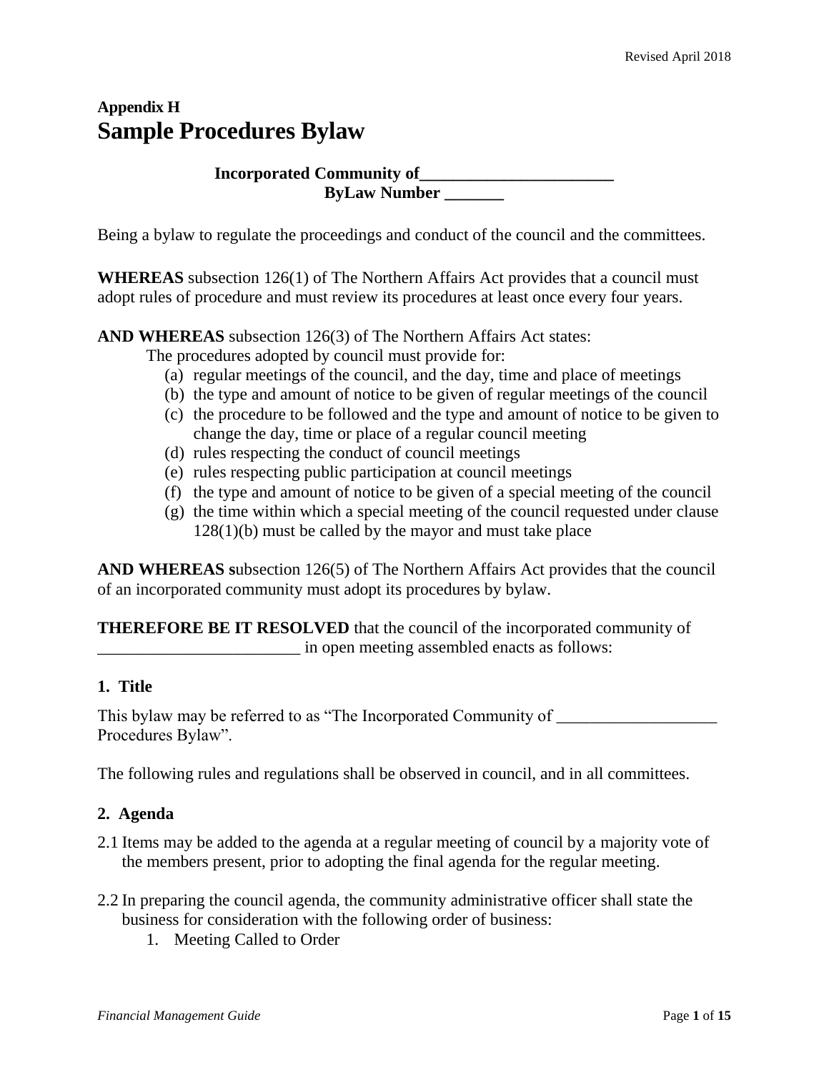**Appendix H**

# Sample Procedures Bylaw

**Incorporated Community of_______________________**
**ByLaw Number _______**

Being a bylaw to regulate the proceedings and conduct of the council and the committees.

**WHEREAS** subsection 126(1) of The Northern Affairs Act provides that a council must adopt rules of procedure and must review its procedures at least once every four years.

**AND WHEREAS** subsection 126(3) of The Northern Affairs Act states:

The procedures adopted by council must provide for:

(a) regular meetings of the council, and the day, time and place of meetings
(b) the type and amount of notice to be given of regular meetings of the council
(c) the procedure to be followed and the type and amount of notice to be given to change the day, time or place of a regular council meeting
(d) rules respecting the conduct of council meetings
(e) rules respecting public participation at council meetings
(f) the type and amount of notice to be given of a special meeting of the council
(g) the time within which a special meeting of the council requested under clause 128(1)(b) must be called by the mayor and must take place

**AND WHEREAS s**ubsection 126(5) of The Northern Affairs Act provides that the council of an incorporated community must adopt its procedures by bylaw.

**THEREFORE BE IT RESOLVED** that the council of the incorporated community of ________________________ in open meeting assembled enacts as follows:

## 1. Title

This bylaw may be referred to as "The Incorporated Community of ___________________ Procedures Bylaw".

The following rules and regulations shall be observed in council, and in all committees.

## 2. Agenda

2.1 Items may be added to the agenda at a regular meeting of council by a majority vote of the members present, prior to adopting the final agenda for the regular meeting.

2.2 In preparing the council agenda, the community administrative officer shall state the business for consideration with the following order of business:

1. Meeting Called to Order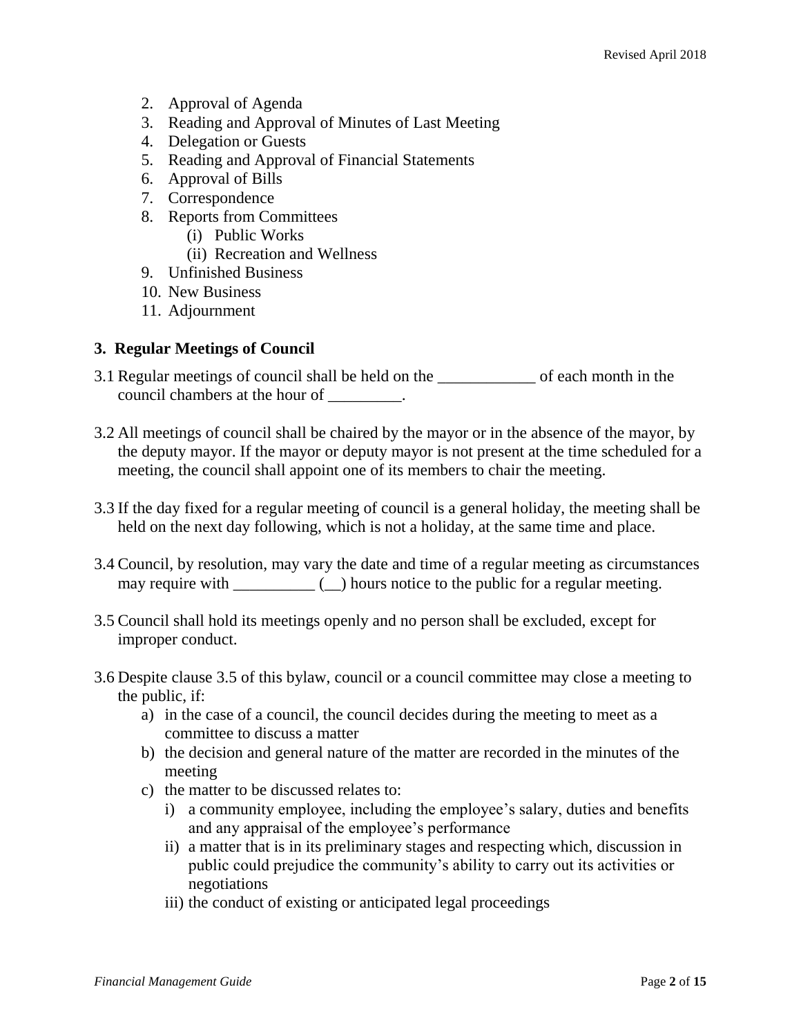2. Approval of Agenda
3. Reading and Approval of Minutes of Last Meeting
4. Delegation or Guests
5. Reading and Approval of Financial Statements
6. Approval of Bills
7. Correspondence
8. Reports from Committees
    (i) Public Works
    (ii) Recreation and Wellness
9. Unfinished Business
10. New Business
11. Adjournment

### 3. Regular Meetings of Council

3.1 Regular meetings of council shall be held on the ____________ of each month in the council chambers at the hour of _________.

3.2 All meetings of council shall be chaired by the mayor or in the absence of the mayor, by the deputy mayor. If the mayor or deputy mayor is not present at the time scheduled for a meeting, the council shall appoint one of its members to chair the meeting.

3.3 If the day fixed for a regular meeting of council is a general holiday, the meeting shall be held on the next day following, which is not a holiday, at the same time and place.

3.4 Council, by resolution, may vary the date and time of a regular meeting as circumstances may require with __________ (__) hours notice to the public for a regular meeting.

3.5 Council shall hold its meetings openly and no person shall be excluded, except for improper conduct.

3.6 Despite clause 3.5 of this bylaw, council or a council committee may close a meeting to the public, if:

a) in the case of a council, the council decides during the meeting to meet as a committee to discuss a matter
b) the decision and general nature of the matter are recorded in the minutes of the meeting
c) the matter to be discussed relates to:
    i) a community employee, including the employee's salary, duties and benefits and any appraisal of the employee's performance
    ii) a matter that is in its preliminary stages and respecting which, discussion in public could prejudice the community's ability to carry out its activities or negotiations
    iii) the conduct of existing or anticipated legal proceedings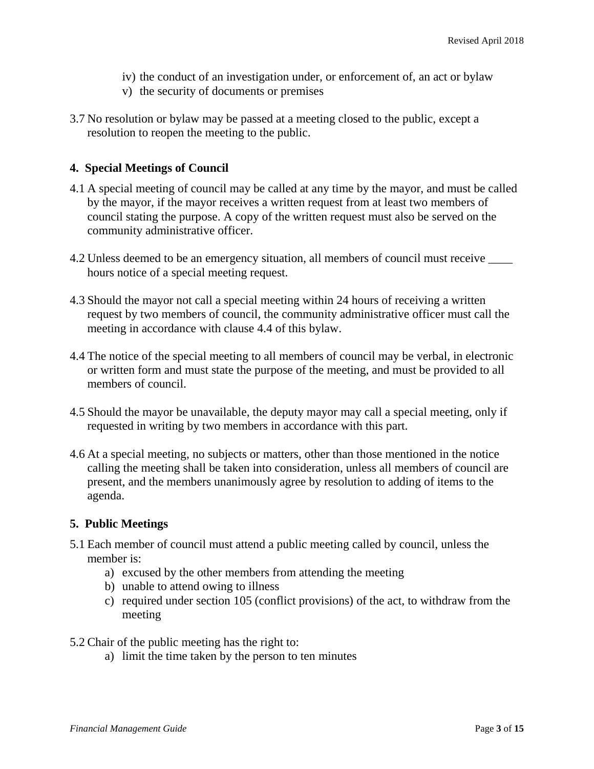iv) the conduct of an investigation under, or enforcement of, an act or bylaw
v) the security of documents or premises

3.7 No resolution or bylaw may be passed at a meeting closed to the public, except a resolution to reopen the meeting to the public.

## 4. Special Meetings of Council

4.1 A special meeting of council may be called at any time by the mayor, and must be called by the mayor, if the mayor receives a written request from at least two members of council stating the purpose. A copy of the written request must also be served on the community administrative officer.

4.2 Unless deemed to be an emergency situation, all members of council must receive ____ hours notice of a special meeting request.

4.3 Should the mayor not call a special meeting within 24 hours of receiving a written request by two members of council, the community administrative officer must call the meeting in accordance with clause 4.4 of this bylaw.

4.4 The notice of the special meeting to all members of council may be verbal, in electronic or written form and must state the purpose of the meeting, and must be provided to all members of council.

4.5 Should the mayor be unavailable, the deputy mayor may call a special meeting, only if requested in writing by two members in accordance with this part.

4.6 At a special meeting, no subjects or matters, other than those mentioned in the notice calling the meeting shall be taken into consideration, unless all members of council are present, and the members unanimously agree by resolution to adding of items to the agenda.

## 5. Public Meetings

5.1 Each member of council must attend a public meeting called by council, unless the member is:

a) excused by the other members from attending the meeting
b) unable to attend owing to illness
c) required under section 105 (conflict provisions) of the act, to withdraw from the meeting

5.2 Chair of the public meeting has the right to:

a) limit the time taken by the person to ten minutes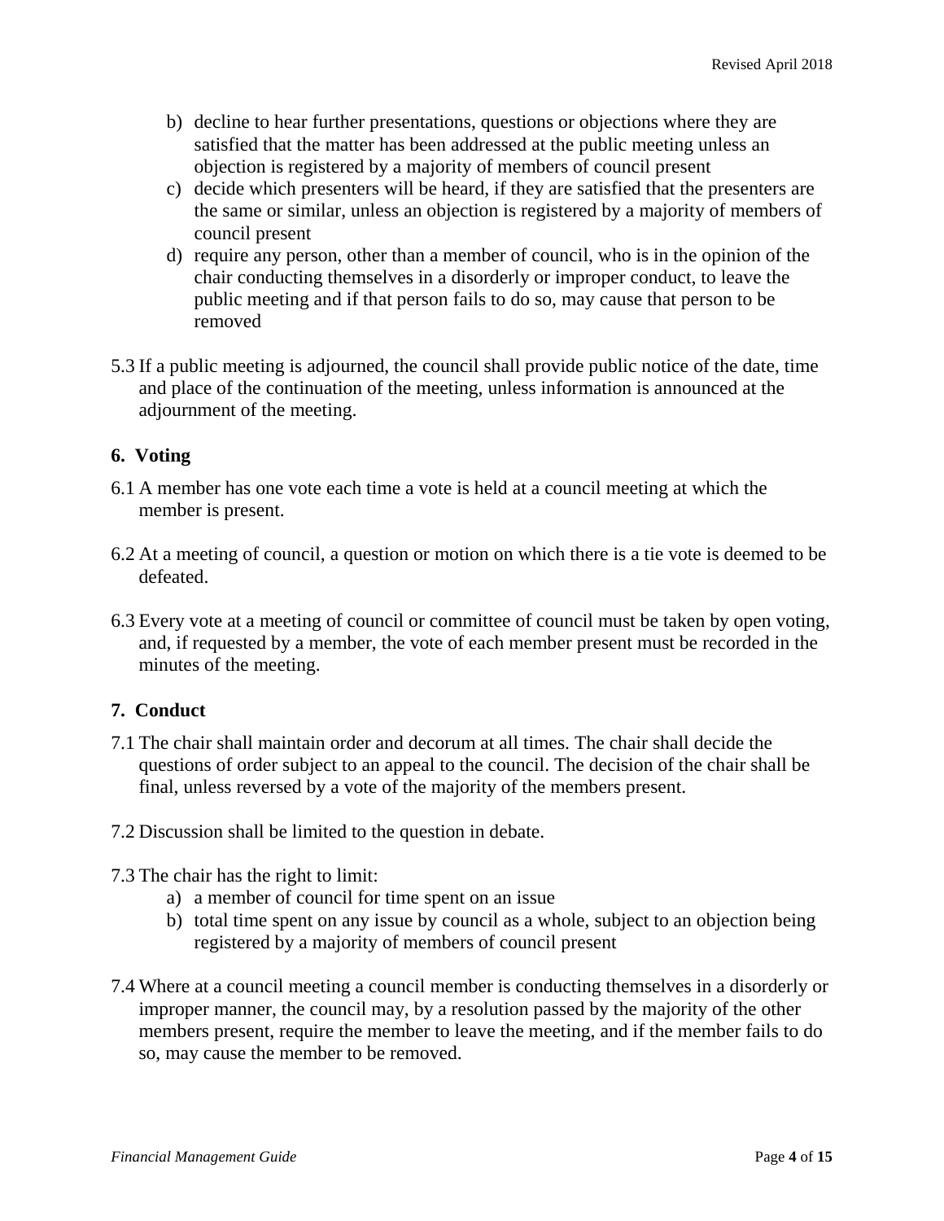b) decline to hear further presentations, questions or objections where they are satisfied that the matter has been addressed at the public meeting unless an objection is registered by a majority of members of council present
c) decide which presenters will be heard, if they are satisfied that the presenters are the same or similar, unless an objection is registered by a majority of members of council present
d) require any person, other than a member of council, who is in the opinion of the chair conducting themselves in a disorderly or improper conduct, to leave the public meeting and if that person fails to do so, may cause that person to be removed

5.3 If a public meeting is adjourned, the council shall provide public notice of the date, time and place of the continuation of the meeting, unless information is announced at the adjournment of the meeting.

## 6. Voting

6.1 A member has one vote each time a vote is held at a council meeting at which the member is present.

6.2 At a meeting of council, a question or motion on which there is a tie vote is deemed to be defeated.

6.3 Every vote at a meeting of council or committee of council must be taken by open voting, and, if requested by a member, the vote of each member present must be recorded in the minutes of the meeting.

## 7. Conduct

7.1 The chair shall maintain order and decorum at all times. The chair shall decide the questions of order subject to an appeal to the council. The decision of the chair shall be final, unless reversed by a vote of the majority of the members present.

7.2 Discussion shall be limited to the question in debate.

7.3 The chair has the right to limit:

a) a member of council for time spent on an issue
b) total time spent on any issue by council as a whole, subject to an objection being registered by a majority of members of council present

7.4 Where at a council meeting a council member is conducting themselves in a disorderly or improper manner, the council may, by a resolution passed by the majority of the other members present, require the member to leave the meeting, and if the member fails to do so, may cause the member to be removed.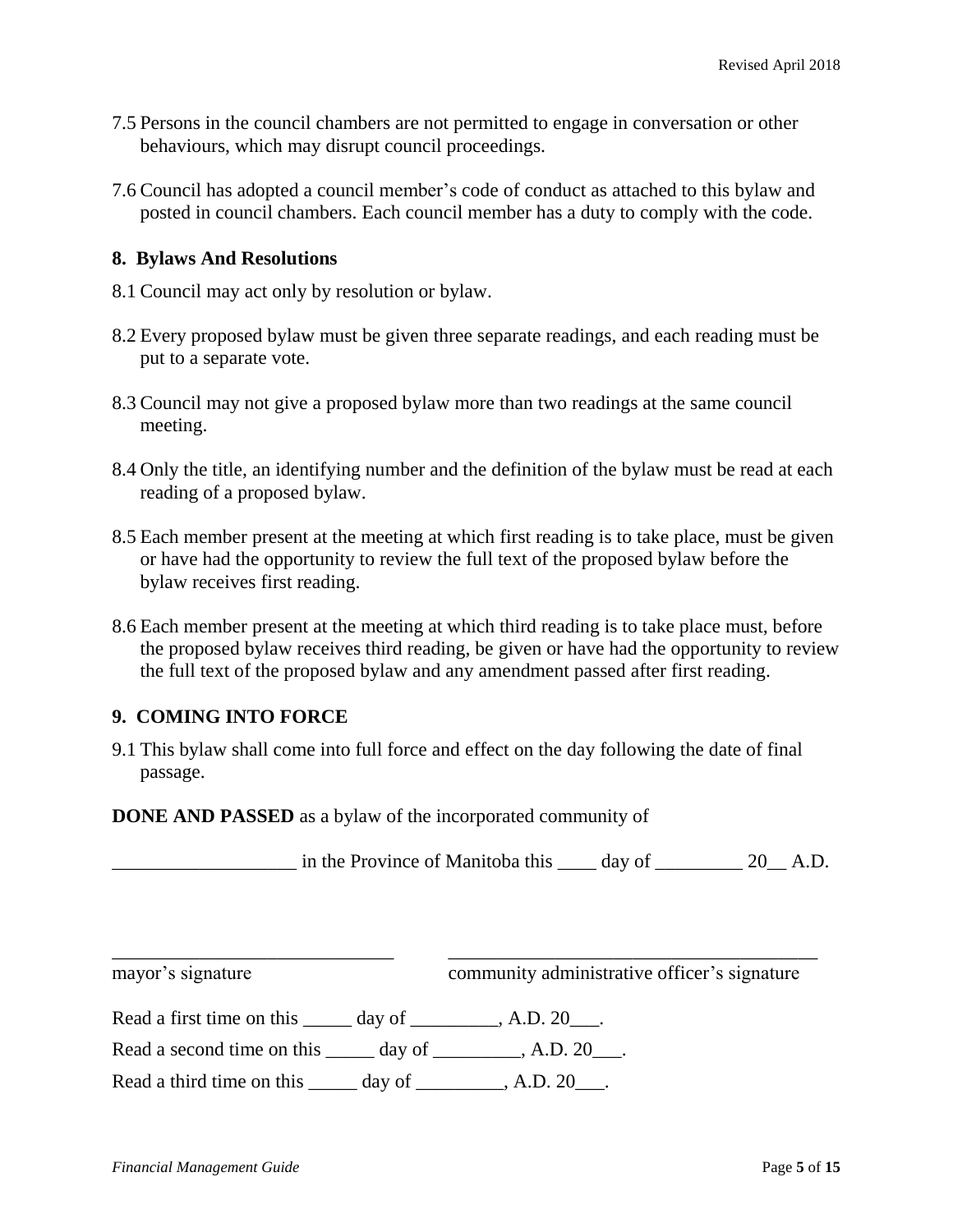7.5 Persons in the council chambers are not permitted to engage in conversation or other behaviours, which may disrupt council proceedings.

7.6 Council has adopted a council member's code of conduct as attached to this bylaw and posted in council chambers. Each council member has a duty to comply with the code.

## 8. Bylaws And Resolutions

8.1 Council may act only by resolution or bylaw.

8.2 Every proposed bylaw must be given three separate readings, and each reading must be put to a separate vote.

8.3 Council may not give a proposed bylaw more than two readings at the same council meeting.

8.4 Only the title, an identifying number and the definition of the bylaw must be read at each reading of a proposed bylaw.

8.5 Each member present at the meeting at which first reading is to take place, must be given or have had the opportunity to review the full text of the proposed bylaw before the bylaw receives first reading.

8.6 Each member present at the meeting at which third reading is to take place must, before the proposed bylaw receives third reading, be given or have had the opportunity to review the full text of the proposed bylaw and any amendment passed after first reading.

## 9. COMING INTO FORCE

9.1 This bylaw shall come into full force and effect on the day following the date of final passage.

**DONE AND PASSED** as a bylaw of the incorporated community of

___________________ in the Province of Manitoba this ____ day of _________ 20__ A.D.

_____________________________ _______________________________________
mayor's signature community administrative officer's signature

Read a first time on this _____ day of _________, A.D. 20___.

Read a second time on this _____ day of _________, A.D. 20___.

Read a third time on this _____ day of _________, A.D. 20___.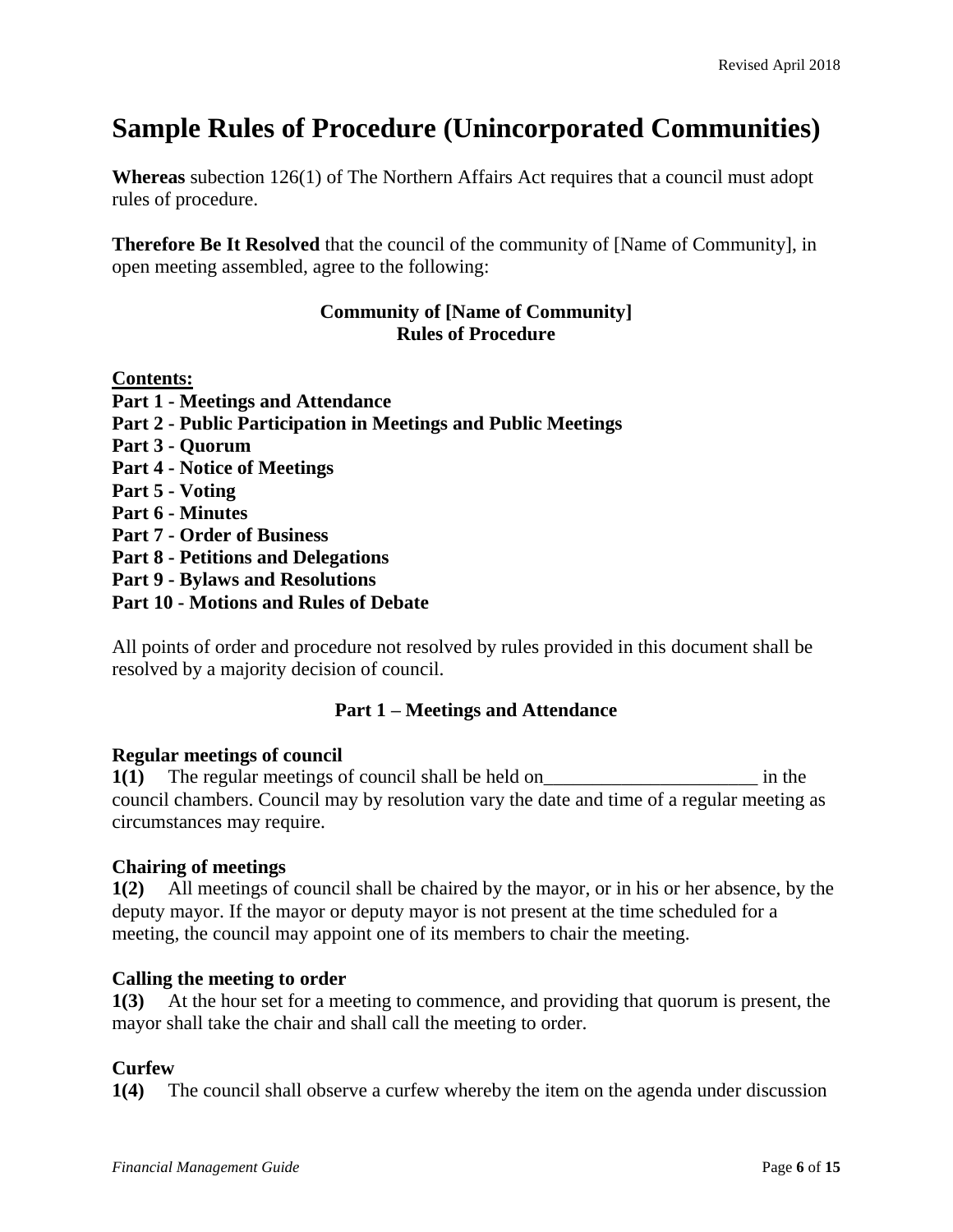# Sample Rules of Procedure (Unincorporated Communities)

**Whereas** subection 126(1) of The Northern Affairs Act requires that a council must adopt rules of procedure.

**Therefore Be It Resolved** that the council of the community of [Name of Community], in open meeting assembled, agree to the following:

**Community of [Name of Community]**
**Rules of Procedure**

**Contents:**

**Part 1 - Meetings and Attendance**
**Part 2 - Public Participation in Meetings and Public Meetings**
**Part 3 - Quorum**
**Part 4 - Notice of Meetings**
**Part 5 - Voting**
**Part 6 - Minutes**
**Part 7 - Order of Business**
**Part 8 - Petitions and Delegations**
**Part 9 - Bylaws and Resolutions**
**Part 10 - Motions and Rules of Debate**

All points of order and procedure not resolved by rules provided in this document shall be resolved by a majority decision of council.

## Part 1 – Meetings and Attendance

**Regular meetings of council**

**1(1)** The regular meetings of council shall be held on______________________ in the council chambers. Council may by resolution vary the date and time of a regular meeting as circumstances may require.

**Chairing of meetings**

**1(2)** All meetings of council shall be chaired by the mayor, or in his or her absence, by the deputy mayor. If the mayor or deputy mayor is not present at the time scheduled for a meeting, the council may appoint one of its members to chair the meeting.

**Calling the meeting to order**

**1(3)** At the hour set for a meeting to commence, and providing that quorum is present, the mayor shall take the chair and shall call the meeting to order.

**Curfew**

**1(4)** The council shall observe a curfew whereby the item on the agenda under discussion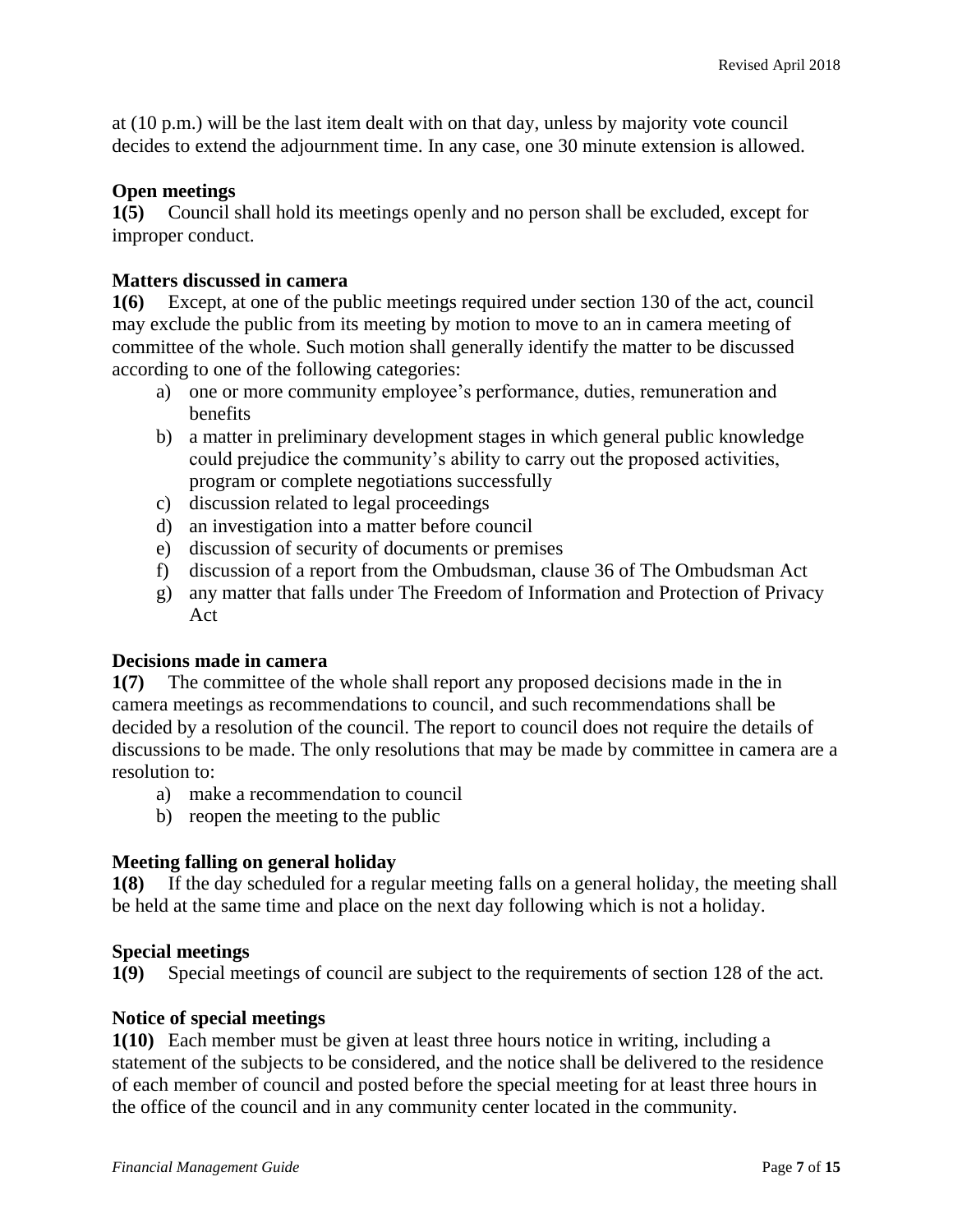at (10 p.m.) will be the last item dealt with on that day, unless by majority vote council decides to extend the adjournment time. In any case, one 30 minute extension is allowed.

### Open meetings

**1(5)** Council shall hold its meetings openly and no person shall be excluded, except for improper conduct.

### Matters discussed in camera

**1(6)** Except, at one of the public meetings required under section 130 of the act, council may exclude the public from its meeting by motion to move to an in camera meeting of committee of the whole. Such motion shall generally identify the matter to be discussed according to one of the following categories:

a) one or more community employee's performance, duties, remuneration and benefits
b) a matter in preliminary development stages in which general public knowledge could prejudice the community's ability to carry out the proposed activities, program or complete negotiations successfully
c) discussion related to legal proceedings
d) an investigation into a matter before council
e) discussion of security of documents or premises
f) discussion of a report from the Ombudsman, clause 36 of The Ombudsman Act
g) any matter that falls under The Freedom of Information and Protection of Privacy Act

### Decisions made in camera

**1(7)** The committee of the whole shall report any proposed decisions made in the in camera meetings as recommendations to council, and such recommendations shall be decided by a resolution of the council. The report to council does not require the details of discussions to be made. The only resolutions that may be made by committee in camera are a resolution to:

a) make a recommendation to council
b) reopen the meeting to the public

### Meeting falling on general holiday

**1(8)** If the day scheduled for a regular meeting falls on a general holiday, the meeting shall be held at the same time and place on the next day following which is not a holiday.

### Special meetings

**1(9)** Special meetings of council are subject to the requirements of section 128 of the act.

### Notice of special meetings

**1(10)** Each member must be given at least three hours notice in writing, including a statement of the subjects to be considered, and the notice shall be delivered to the residence of each member of council and posted before the special meeting for at least three hours in the office of the council and in any community center located in the community.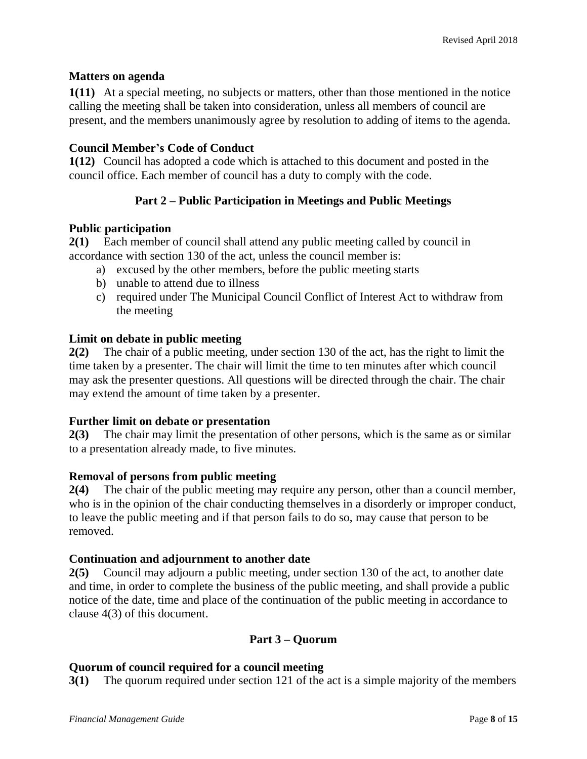**Matters on agenda**

**1(11)** At a special meeting, no subjects or matters, other than those mentioned in the notice calling the meeting shall be taken into consideration, unless all members of council are present, and the members unanimously agree by resolution to adding of items to the agenda.

**Council Member's Code of Conduct**

**1(12)** Council has adopted a code which is attached to this document and posted in the council office. Each member of council has a duty to comply with the code.

## Part 2 – Public Participation in Meetings and Public Meetings

**Public participation**

**2(1)** Each member of council shall attend any public meeting called by council in accordance with section 130 of the act, unless the council member is:

a) excused by the other members, before the public meeting starts
b) unable to attend due to illness
c) required under The Municipal Council Conflict of Interest Act to withdraw from the meeting

**Limit on debate in public meeting**

**2(2)** The chair of a public meeting, under section 130 of the act, has the right to limit the time taken by a presenter. The chair will limit the time to ten minutes after which council may ask the presenter questions. All questions will be directed through the chair. The chair may extend the amount of time taken by a presenter.

**Further limit on debate or presentation**

**2(3)** The chair may limit the presentation of other persons, which is the same as or similar to a presentation already made, to five minutes.

**Removal of persons from public meeting**

**2(4)** The chair of the public meeting may require any person, other than a council member, who is in the opinion of the chair conducting themselves in a disorderly or improper conduct, to leave the public meeting and if that person fails to do so, may cause that person to be removed.

**Continuation and adjournment to another date**

**2(5)** Council may adjourn a public meeting, under section 130 of the act, to another date and time, in order to complete the business of the public meeting, and shall provide a public notice of the date, time and place of the continuation of the public meeting in accordance to clause 4(3) of this document.

## Part 3 – Quorum

**Quorum of council required for a council meeting**

**3(1)** The quorum required under section 121 of the act is a simple majority of the members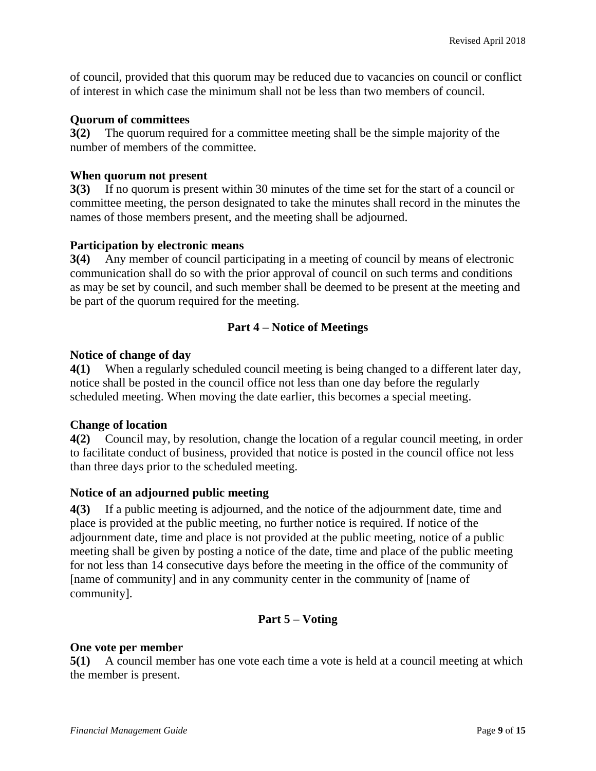of council, provided that this quorum may be reduced due to vacancies on council or conflict of interest in which case the minimum shall not be less than two members of council.

**Quorum of committees**

**3(2)** The quorum required for a committee meeting shall be the simple majority of the number of members of the committee.

**When quorum not present**

**3(3)** If no quorum is present within 30 minutes of the time set for the start of a council or committee meeting, the person designated to take the minutes shall record in the minutes the names of those members present, and the meeting shall be adjourned.

**Participation by electronic means**

**3(4)** Any member of council participating in a meeting of council by means of electronic communication shall do so with the prior approval of council on such terms and conditions as may be set by council, and such member shall be deemed to be present at the meeting and be part of the quorum required for the meeting.

## Part 4 – Notice of Meetings

**Notice of change of day**

**4(1)** When a regularly scheduled council meeting is being changed to a different later day, notice shall be posted in the council office not less than one day before the regularly scheduled meeting. When moving the date earlier, this becomes a special meeting.

**Change of location**

**4(2)** Council may, by resolution, change the location of a regular council meeting, in order to facilitate conduct of business, provided that notice is posted in the council office not less than three days prior to the scheduled meeting.

**Notice of an adjourned public meeting**

**4(3)** If a public meeting is adjourned, and the notice of the adjournment date, time and place is provided at the public meeting, no further notice is required. If notice of the adjournment date, time and place is not provided at the public meeting, notice of a public meeting shall be given by posting a notice of the date, time and place of the public meeting for not less than 14 consecutive days before the meeting in the office of the community of [name of community] and in any community center in the community of [name of community].

## Part 5 – Voting

**One vote per member**

**5(1)** A council member has one vote each time a vote is held at a council meeting at which the member is present.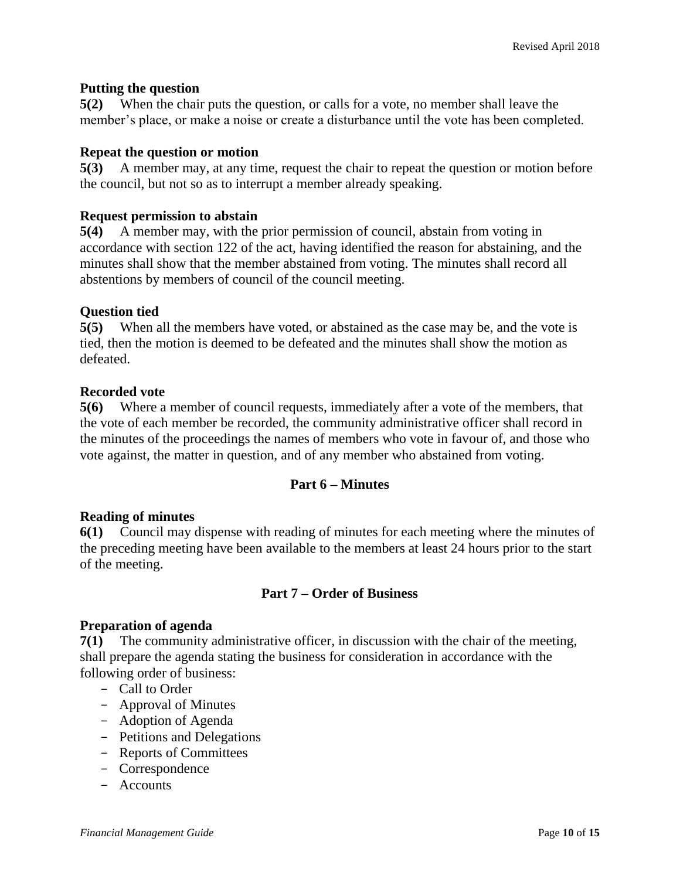### Putting the question

**5(2)** When the chair puts the question, or calls for a vote, no member shall leave the member's place, or make a noise or create a disturbance until the vote has been completed.

### Repeat the question or motion

**5(3)** A member may, at any time, request the chair to repeat the question or motion before the council, but not so as to interrupt a member already speaking.

### Request permission to abstain

**5(4)** A member may, with the prior permission of council, abstain from voting in accordance with section 122 of the act, having identified the reason for abstaining, and the minutes shall show that the member abstained from voting. The minutes shall record all abstentions by members of council of the council meeting.

### Question tied

**5(5)** When all the members have voted, or abstained as the case may be, and the vote is tied, then the motion is deemed to be defeated and the minutes shall show the motion as defeated.

### Recorded vote

**5(6)** Where a member of council requests, immediately after a vote of the members, that the vote of each member be recorded, the community administrative officer shall record in the minutes of the proceedings the names of members who vote in favour of, and those who vote against, the matter in question, and of any member who abstained from voting.

## Part 6 – Minutes

### Reading of minutes

**6(1)** Council may dispense with reading of minutes for each meeting where the minutes of the preceding meeting have been available to the members at least 24 hours prior to the start of the meeting.

## Part 7 – Order of Business

### Preparation of agenda

**7(1)** The community administrative officer, in discussion with the chair of the meeting, shall prepare the agenda stating the business for consideration in accordance with the following order of business:

- Call to Order
- Approval of Minutes
- Adoption of Agenda
- Petitions and Delegations
- Reports of Committees
- Correspondence
- Accounts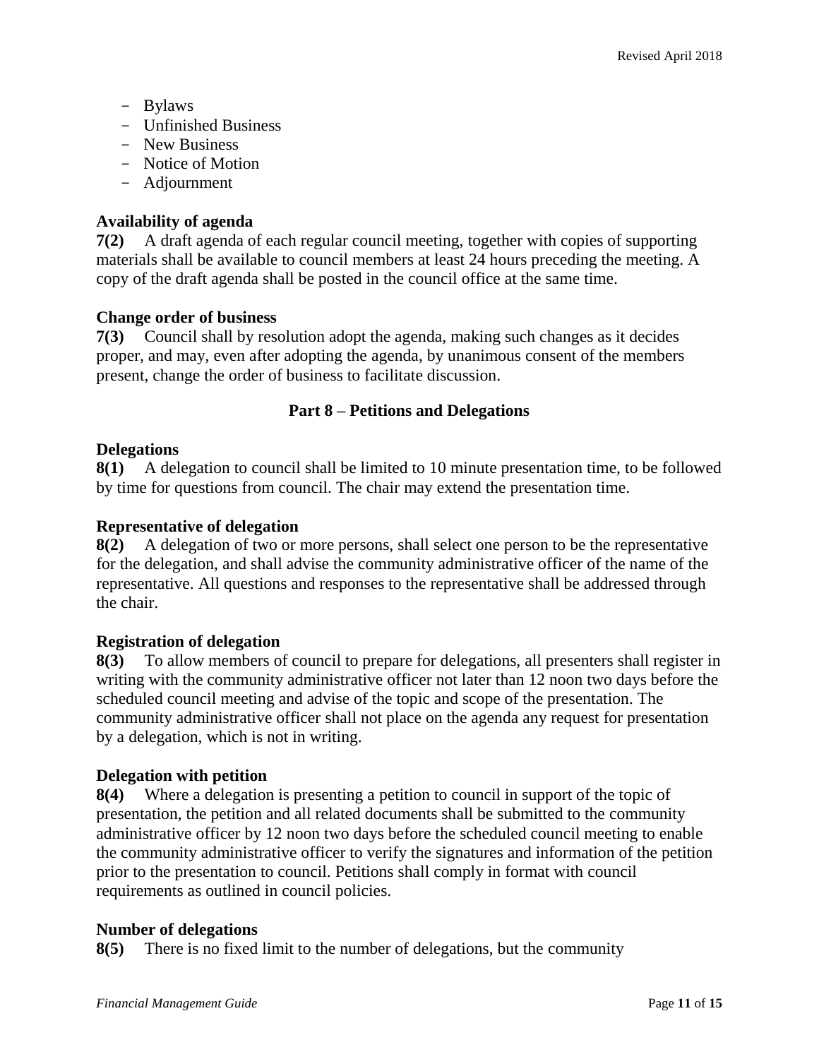- Bylaws
- Unfinished Business
- New Business
- Notice of Motion
- Adjournment

**Availability of agenda**
**7(2)** A draft agenda of each regular council meeting, together with copies of supporting materials shall be available to council members at least 24 hours preceding the meeting. A copy of the draft agenda shall be posted in the council office at the same time.

**Change order of business**
**7(3)** Council shall by resolution adopt the agenda, making such changes as it decides proper, and may, even after adopting the agenda, by unanimous consent of the members present, change the order of business to facilitate discussion.

## Part 8 – Petitions and Delegations

**Delegations**
**8(1)** A delegation to council shall be limited to 10 minute presentation time, to be followed by time for questions from council. The chair may extend the presentation time.

**Representative of delegation**
**8(2)** A delegation of two or more persons, shall select one person to be the representative for the delegation, and shall advise the community administrative officer of the name of the representative. All questions and responses to the representative shall be addressed through the chair.

**Registration of delegation**
**8(3)** To allow members of council to prepare for delegations, all presenters shall register in writing with the community administrative officer not later than 12 noon two days before the scheduled council meeting and advise of the topic and scope of the presentation. The community administrative officer shall not place on the agenda any request for presentation by a delegation, which is not in writing.

**Delegation with petition**
**8(4)** Where a delegation is presenting a petition to council in support of the topic of presentation, the petition and all related documents shall be submitted to the community administrative officer by 12 noon two days before the scheduled council meeting to enable the community administrative officer to verify the signatures and information of the petition prior to the presentation to council. Petitions shall comply in format with council requirements as outlined in council policies.

**Number of delegations**
**8(5)** There is no fixed limit to the number of delegations, but the community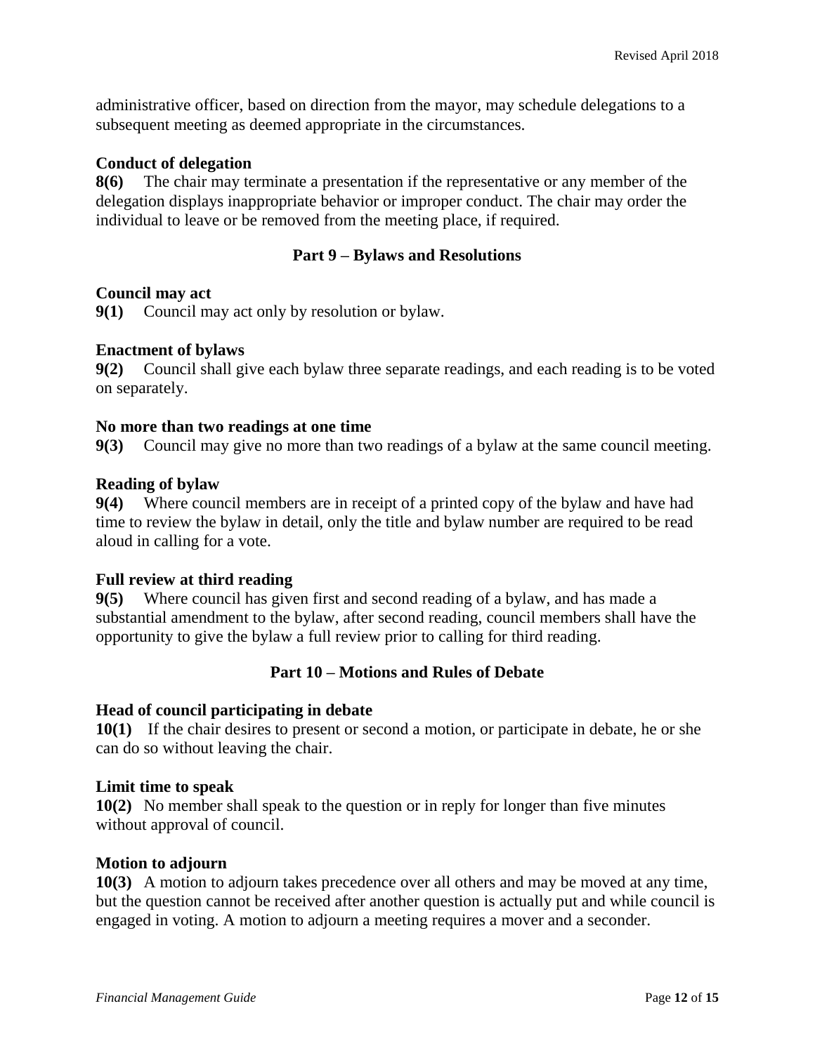administrative officer, based on direction from the mayor, may schedule delegations to a subsequent meeting as deemed appropriate in the circumstances.

**Conduct of delegation**
**8(6)** The chair may terminate a presentation if the representative or any member of the delegation displays inappropriate behavior or improper conduct. The chair may order the individual to leave or be removed from the meeting place, if required.

## Part 9 – Bylaws and Resolutions

**Council may act**
**9(1)** Council may act only by resolution or bylaw.

**Enactment of bylaws**
**9(2)** Council shall give each bylaw three separate readings, and each reading is to be voted on separately.

**No more than two readings at one time**
**9(3)** Council may give no more than two readings of a bylaw at the same council meeting.

**Reading of bylaw**
**9(4)** Where council members are in receipt of a printed copy of the bylaw and have had time to review the bylaw in detail, only the title and bylaw number are required to be read aloud in calling for a vote.

**Full review at third reading**
**9(5)** Where council has given first and second reading of a bylaw, and has made a substantial amendment to the bylaw, after second reading, council members shall have the opportunity to give the bylaw a full review prior to calling for third reading.

## Part 10 – Motions and Rules of Debate

**Head of council participating in debate**
**10(1)** If the chair desires to present or second a motion, or participate in debate, he or she can do so without leaving the chair.

**Limit time to speak**
**10(2)** No member shall speak to the question or in reply for longer than five minutes without approval of council.

**Motion to adjourn**
**10(3)** A motion to adjourn takes precedence over all others and may be moved at any time, but the question cannot be received after another question is actually put and while council is engaged in voting. A motion to adjourn a meeting requires a mover and a seconder.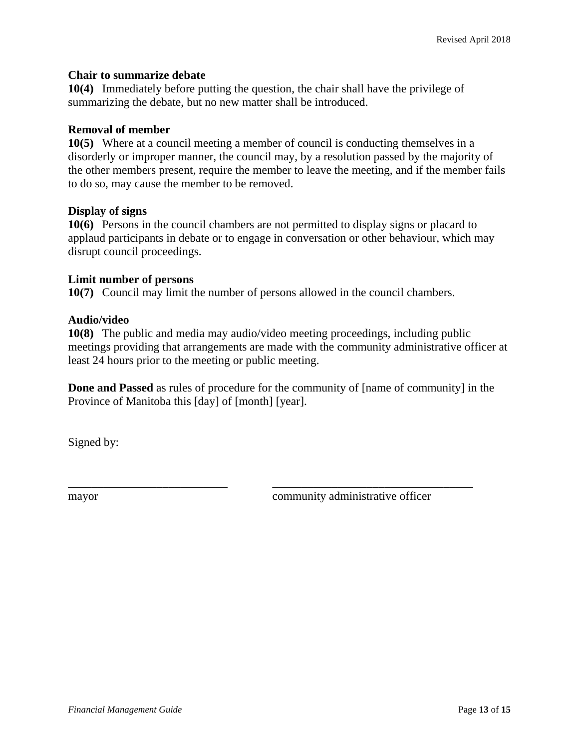**Chair to summarize debate**
**10(4)** Immediately before putting the question, the chair shall have the privilege of summarizing the debate, but no new matter shall be introduced.

**Removal of member**
**10(5)** Where at a council meeting a member of council is conducting themselves in a disorderly or improper manner, the council may, by a resolution passed by the majority of the other members present, require the member to leave the meeting, and if the member fails to do so, may cause the member to be removed.

**Display of signs**
**10(6)** Persons in the council chambers are not permitted to display signs or placard to applaud participants in debate or to engage in conversation or other behaviour, which may disrupt council proceedings.

**Limit number of persons**
**10(7)** Council may limit the number of persons allowed in the council chambers.

**Audio/video**
**10(8)** The public and media may audio/video meeting proceedings, including public meetings providing that arrangements are made with the community administrative officer at least 24 hours prior to the meeting or public meeting.

**Done and Passed** as rules of procedure for the community of [name of community] in the Province of Manitoba this [day] of [month] [year].

Signed by:

\_\_\_\_\_\_\_\_\_\_\_\_\_\_\_\_\_\_\_\_\_\_\_\_\_\_\_ &nbsp;&nbsp;&nbsp;&nbsp;&nbsp;&nbsp;&nbsp;&nbsp; \_\_\_\_\_\_\_\_\_\_\_\_\_\_\_\_\_\_\_\_\_\_\_\_\_\_\_\_\_\_\_\_\_\_
mayor &nbsp;&nbsp;&nbsp;&nbsp;&nbsp;&nbsp;&nbsp;&nbsp;&nbsp;&nbsp;&nbsp;&nbsp;&nbsp;&nbsp;&nbsp;&nbsp;&nbsp;&nbsp;&nbsp;&nbsp;&nbsp;&nbsp;&nbsp;&nbsp;&nbsp;&nbsp;&nbsp;&nbsp;&nbsp;&nbsp;&nbsp;&nbsp;&nbsp;&nbsp;&nbsp;&nbsp;&nbsp;&nbsp;&nbsp;&nbsp; community administrative officer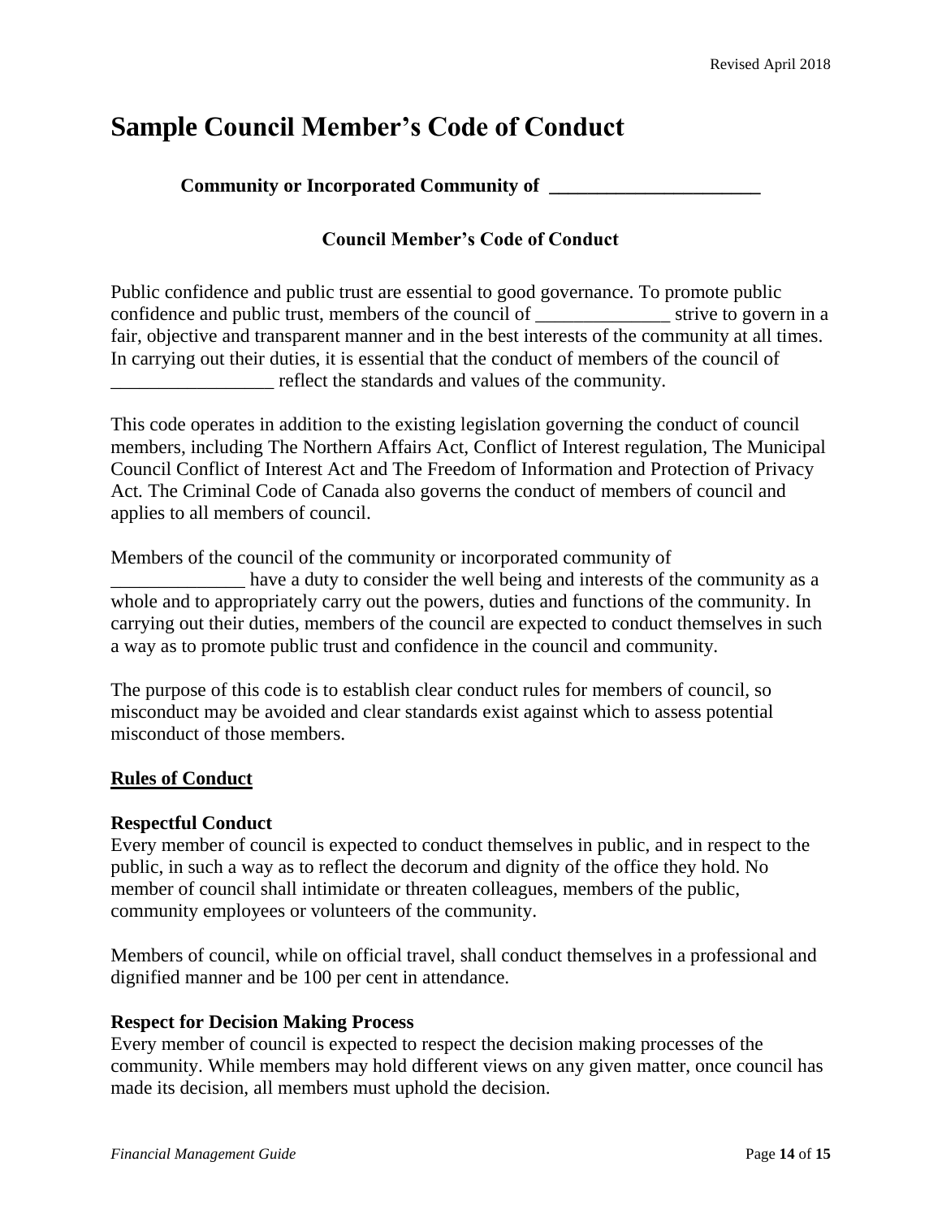# Sample Council Member's Code of Conduct

**Community or Incorporated Community of ______________________**

**Council Member's Code of Conduct**

Public confidence and public trust are essential to good governance. To promote public confidence and public trust, members of the council of ______________ strive to govern in a fair, objective and transparent manner and in the best interests of the community at all times. In carrying out their duties, it is essential that the conduct of members of the council of _________________ reflect the standards and values of the community.

This code operates in addition to the existing legislation governing the conduct of council members, including The Northern Affairs Act, Conflict of Interest regulation, The Municipal Council Conflict of Interest Act and The Freedom of Information and Protection of Privacy Act. The Criminal Code of Canada also governs the conduct of members of council and applies to all members of council.

Members of the council of the community or incorporated community of ______________ have a duty to consider the well being and interests of the community as a whole and to appropriately carry out the powers, duties and functions of the community. In carrying out their duties, members of the council are expected to conduct themselves in such a way as to promote public trust and confidence in the council and community.

The purpose of this code is to establish clear conduct rules for members of council, so misconduct may be avoided and clear standards exist against which to assess potential misconduct of those members.

## Rules of Conduct

### Respectful Conduct

Every member of council is expected to conduct themselves in public, and in respect to the public, in such a way as to reflect the decorum and dignity of the office they hold. No member of council shall intimidate or threaten colleagues, members of the public, community employees or volunteers of the community.

Members of council, while on official travel, shall conduct themselves in a professional and dignified manner and be 100 per cent in attendance.

### Respect for Decision Making Process

Every member of council is expected to respect the decision making processes of the community. While members may hold different views on any given matter, once council has made its decision, all members must uphold the decision.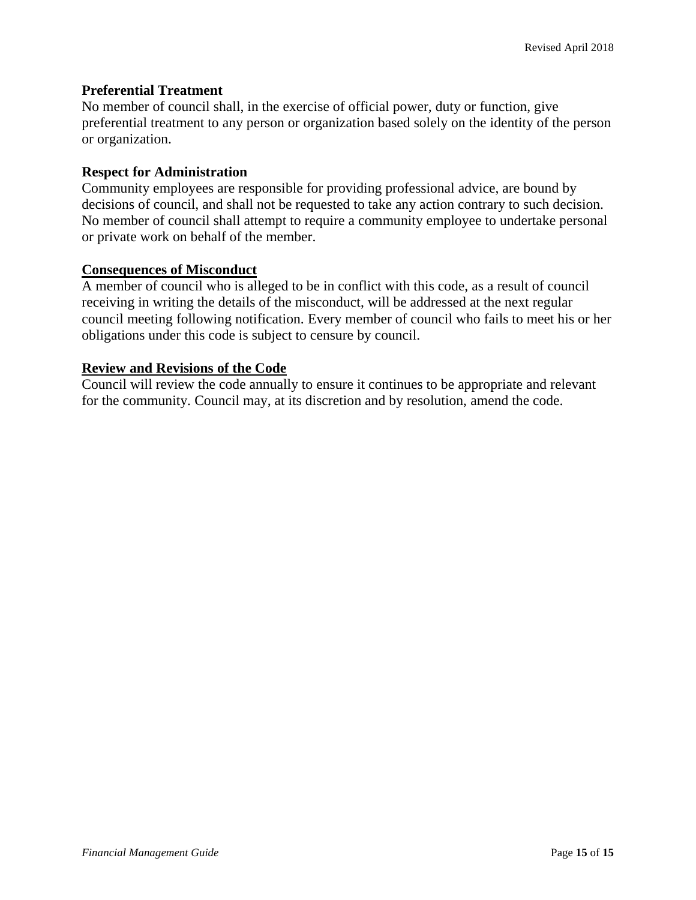**Preferential Treatment**
No member of council shall, in the exercise of official power, duty or function, give preferential treatment to any person or organization based solely on the identity of the person or organization.

**Respect for Administration**
Community employees are responsible for providing professional advice, are bound by decisions of council, and shall not be requested to take any action contrary to such decision. No member of council shall attempt to require a community employee to undertake personal or private work on behalf of the member.

**Consequences of Misconduct**
A member of council who is alleged to be in conflict with this code, as a result of council receiving in writing the details of the misconduct, will be addressed at the next regular council meeting following notification. Every member of council who fails to meet his or her obligations under this code is subject to censure by council.

**Review and Revisions of the Code**
Council will review the code annually to ensure it continues to be appropriate and relevant for the community. Council may, at its discretion and by resolution, amend the code.